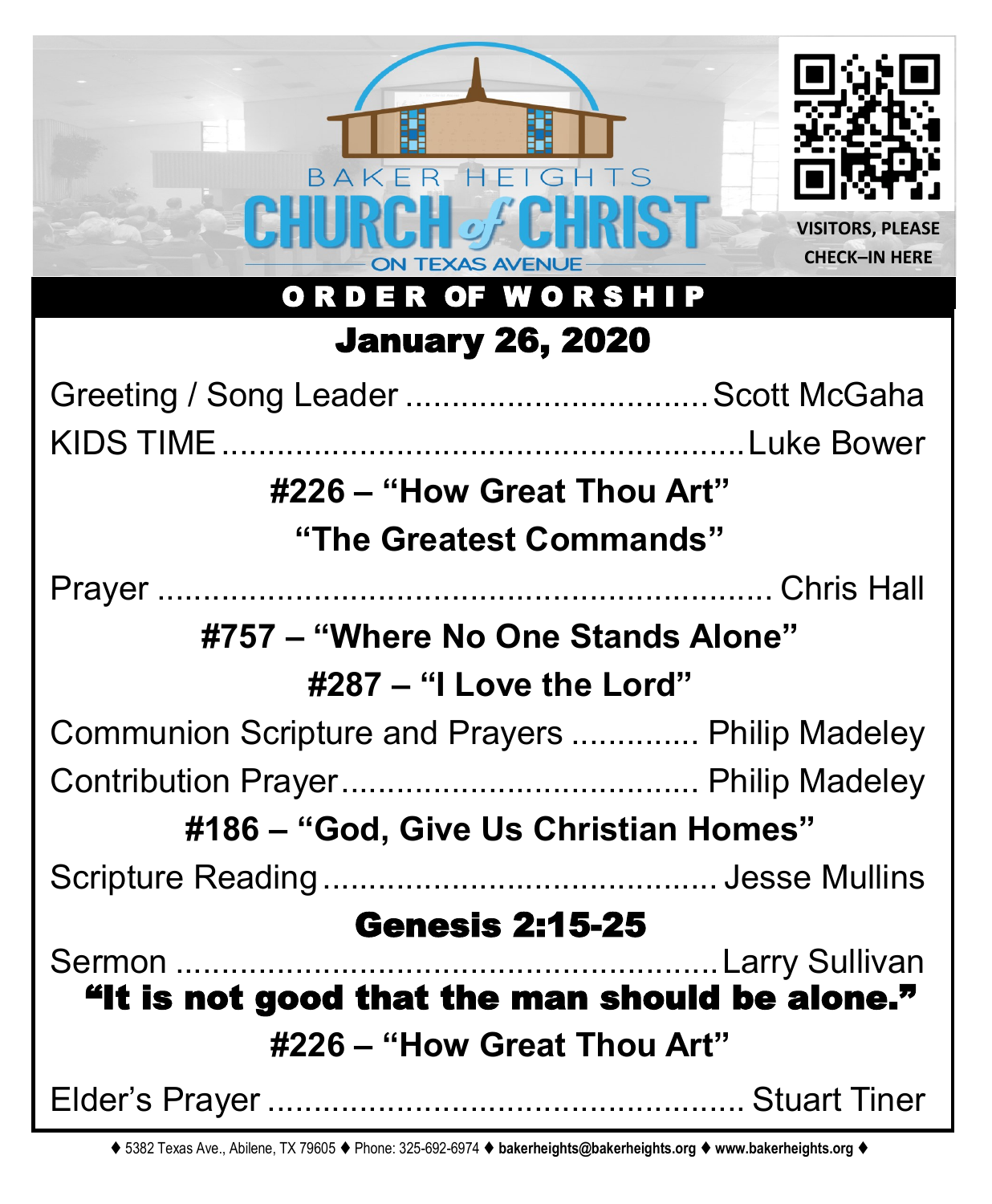BAKER HEIGHTS

# CHURCH of CHRIST

ON TEXAS AVENUE

VISITORS, PLEASE CHECK–IN HERE

## ORDER OF WORSHIP

### January 26, 2020

Greeting / Song Leader ................................ Scott McGaha

KIDS TIME ........................................................ Luke Bower

**#226 – "How Great Thou Art"**

**"The Greatest Commands"**

Prayer ................................................................ Chris Hall

**#757 – "Where No One Stands Alone"**

**#287 – "I Love the Lord"**

Communion Scripture and Prayers ............. Philip Madeley

Contribution Prayer....................................... Philip Madeley

**#186 – "God, Give Us Christian Homes"**

Scripture Reading .......................................... Jesse Mullins

**Genesis 2:15-25**

Sermon ........................................................... Larry Sullivan

**"It is not good that the man should be alone."**

**#226 – "How Great Thou Art"**

Elder's Prayer .................................................. Stuart Tiner

♦ 5382 Texas Ave., Abilene, TX 79605 ♦ Phone: 325-692-6974 ♦ **bakerheights@bakerheights.org** ♦ **www.bakerheights.org** ♦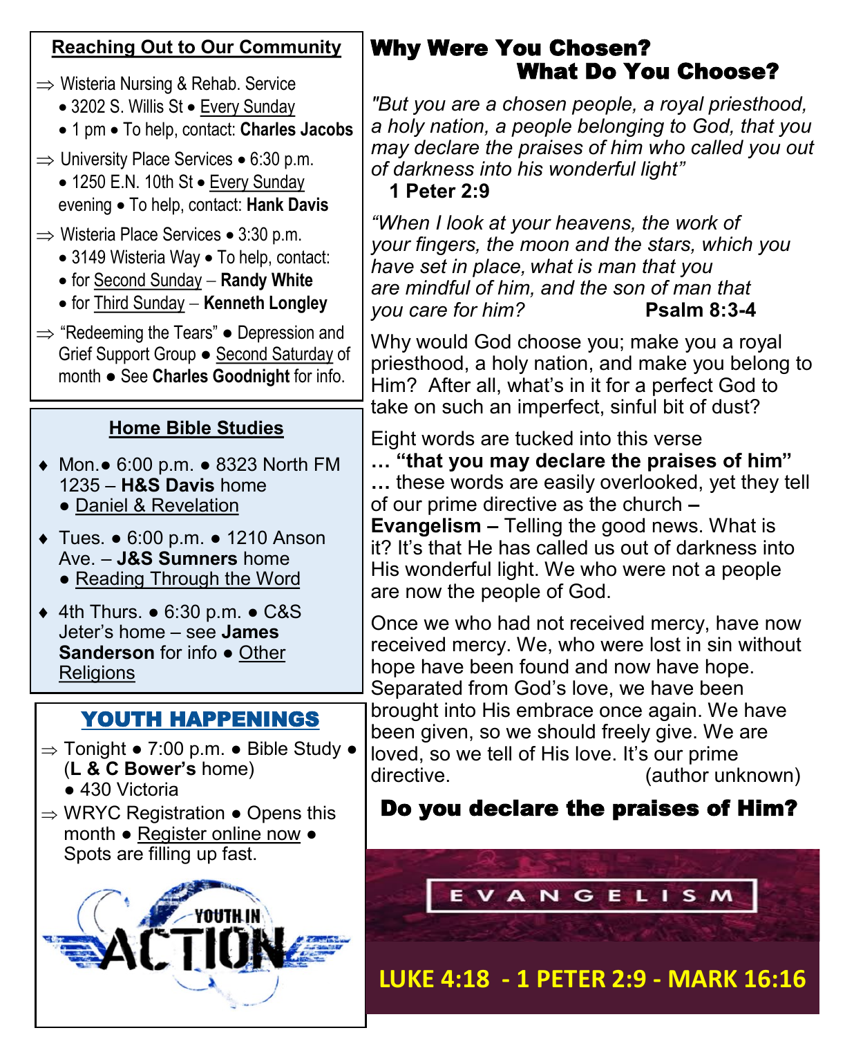## Reaching Out to Our Community

⇒ Wisteria Nursing & Rehab. Service
- 3202 S. Willis St • Every Sunday
- 1 pm • To help, contact: **Charles Jacobs**

⇒ University Place Services • 6:30 p.m.
- 1250 E.N. 10th St • Every Sunday evening • To help, contact: **Hank Davis**

⇒ Wisteria Place Services • 3:30 p.m.
- 3149 Wisteria Way • To help, contact:
- for Second Sunday – **Randy White**
- for Third Sunday – **Kenneth Longley**

⇒ "Redeeming the Tears" ● Depression and Grief Support Group ● Second Saturday of month ● See **Charles Goodnight** for info.

## Home Bible Studies

- Mon.● 6:00 p.m. ● 8323 North FM 1235 – **H&S Davis** home ● Daniel & Revelation
- Tues. ● 6:00 p.m. ● 1210 Anson Ave. – **J&S Sumners** home ● Reading Through the Word
- 4th Thurs. ● 6:30 p.m. ● C&S Jeter's home – see **James Sanderson** for info ● Other Religions

## YOUTH HAPPENINGS

⇒ Tonight ● 7:00 p.m. ● Bible Study ● (**L & C Bower's** home) ● 430 Victoria

⇒ WRYC Registration ● Opens this month ● Register online now ● Spots are filling up fast.

YOUTH IN ACTION

## Why Were You Chosen? What Do You Choose?

*"But you are a chosen people, a royal priesthood, a holy nation, a people belonging to God, that you may declare the praises of him who called you out of darkness into his wonderful light"*
**1 Peter 2:9**

*"When I look at your heavens, the work of your fingers, the moon and the stars, which you have set in place, what is man that you are mindful of him, and the son of man that you care for him?* **Psalm 8:3-4**

Why would God choose you; make you a royal priesthood, a holy nation, and make you belong to Him? After all, what's in it for a perfect God to take on such an imperfect, sinful bit of dust?

Eight words are tucked into this verse **… "that you may declare the praises of him" …** these words are easily overlooked, yet they tell of our prime directive as the church **– Evangelism –** Telling the good news. What is it? It's that He has called us out of darkness into His wonderful light. We who were not a people are now the people of God.

Once we who had not received mercy, have now received mercy. We, who were lost in sin without hope have been found and now have hope. Separated from God's love, we have been brought into His embrace once again. We have been given, so we should freely give. We are loved, so we tell of His love. It's our prime directive. (author unknown)

### Do you declare the praises of Him?

EVANGELISM

LUKE 4:18 - 1 PETER 2:9 - MARK 16:16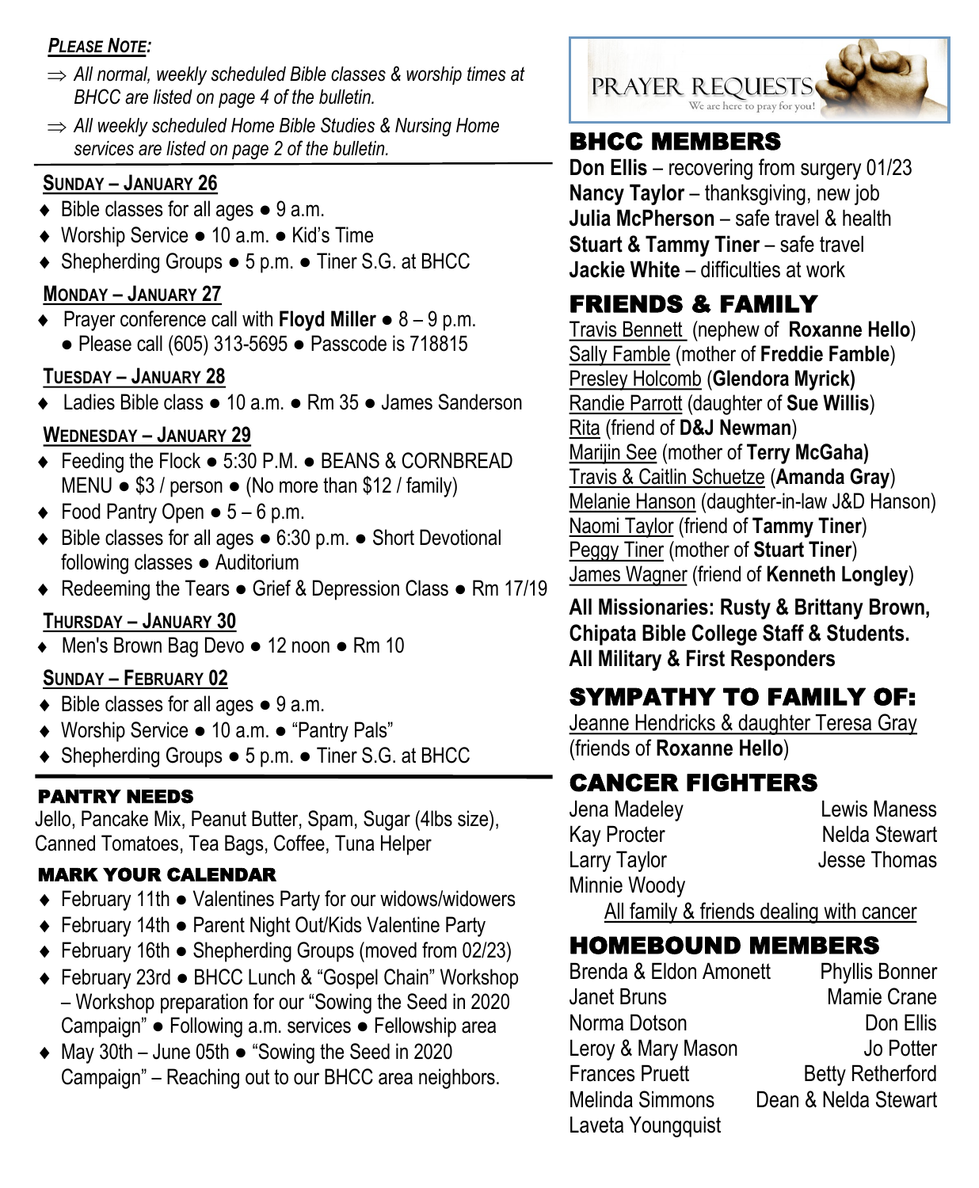***Please Note:***

- ⇒ *All normal, weekly scheduled Bible classes & worship times at BHCC are listed on page 4 of the bulletin.*
- ⇒ *All weekly scheduled Home Bible Studies & Nursing Home services are listed on page 2 of the bulletin.*

---

### Sunday – January 26

- ♦ Bible classes for all ages ● 9 a.m.
- ♦ Worship Service ● 10 a.m. ● Kid's Time
- ♦ Shepherding Groups ● 5 p.m. ● Tiner S.G. at BHCC

### Monday – January 27

- ♦ Prayer conference call with **Floyd Miller** ● 8 – 9 p.m. ● Please call (605) 313-5695 ● Passcode is 718815

### Tuesday – January 28

- ♦ Ladies Bible class ● 10 a.m. ● Rm 35 ● James Sanderson

### Wednesday – January 29

- ♦ Feeding the Flock ● 5:30 P.M. ● BEANS & CORNBREAD MENU ● $3 / person ● (No more than $12 / family)
- ♦ Food Pantry Open ● 5 – 6 p.m.
- ♦ Bible classes for all ages ● 6:30 p.m. ● Short Devotional following classes ● Auditorium
- ♦ Redeeming the Tears ● Grief & Depression Class ● Rm 17/19

### Thursday – January 30

- ♦ Men's Brown Bag Devo ● 12 noon ● Rm 10

### Sunday – February 02

- ♦ Bible classes for all ages ● 9 a.m.
- ♦ Worship Service ● 10 a.m. ● "Pantry Pals"
- ♦ Shepherding Groups ● 5 p.m. ● Tiner S.G. at BHCC

---

## PANTRY NEEDS

Jello, Pancake Mix, Peanut Butter, Spam, Sugar (4lbs size), Canned Tomatoes, Tea Bags, Coffee, Tuna Helper

## MARK YOUR CALENDAR

- ♦ February 11th ● Valentines Party for our widows/widowers
- ♦ February 14th ● Parent Night Out/Kids Valentine Party
- ♦ February 16th ● Shepherding Groups (moved from 02/23)
- ♦ February 23rd ● BHCC Lunch & "Gospel Chain" Workshop – Workshop preparation for our "Sowing the Seed in 2020 Campaign" ● Following a.m. services ● Fellowship area
- ♦ May 30th – June 05th ● "Sowing the Seed in 2020 Campaign" – Reaching out to our BHCC area neighbors.

---

# PRAYER REQUESTS

*We are here to pray for you!*

## BHCC MEMBERS

**Don Ellis** – recovering from surgery 01/23
**Nancy Taylor** – thanksgiving, new job
**Julia McPherson** – safe travel & health
**Stuart & Tammy Tiner** – safe travel
**Jackie White** – difficulties at work

## FRIENDS & FAMILY

Travis Bennett (nephew of **Roxanne Hello**)
Sally Famble (mother of **Freddie Famble**)
Presley Holcomb (**Glendora Myrick**)
Randie Parrott (daughter of **Sue Willis**)
Rita (friend of **D&J Newman**)
Marijin See (mother of **Terry McGaha**)
Travis & Caitlin Schuetze (**Amanda Gray**)
Melanie Hanson (daughter-in-law J&D Hanson)
Naomi Taylor (friend of **Tammy Tiner**)
Peggy Tiner (mother of **Stuart Tiner**)
James Wagner (friend of **Kenneth Longley**)

**All Missionaries: Rusty & Brittany Brown, Chipata Bible College Staff & Students.**
**All Military & First Responders**

## SYMPATHY TO FAMILY OF:

Jeanne Hendricks & daughter Teresa Gray (friends of **Roxanne Hello**)

## CANCER FIGHTERS

Jena Madeley
Kay Procter
Larry Taylor
Minnie Woody
Lewis Maness
Nelda Stewart
Jesse Thomas

All family & friends dealing with cancer

## HOMEBOUND MEMBERS

Brenda & Eldon Amonett
Janet Bruns
Norma Dotson
Leroy & Mary Mason
Frances Pruett
Melinda Simmons
Laveta Youngquist
Phyllis Bonner
Mamie Crane
Don Ellis
Jo Potter
Betty Retherford
Dean & Nelda Stewart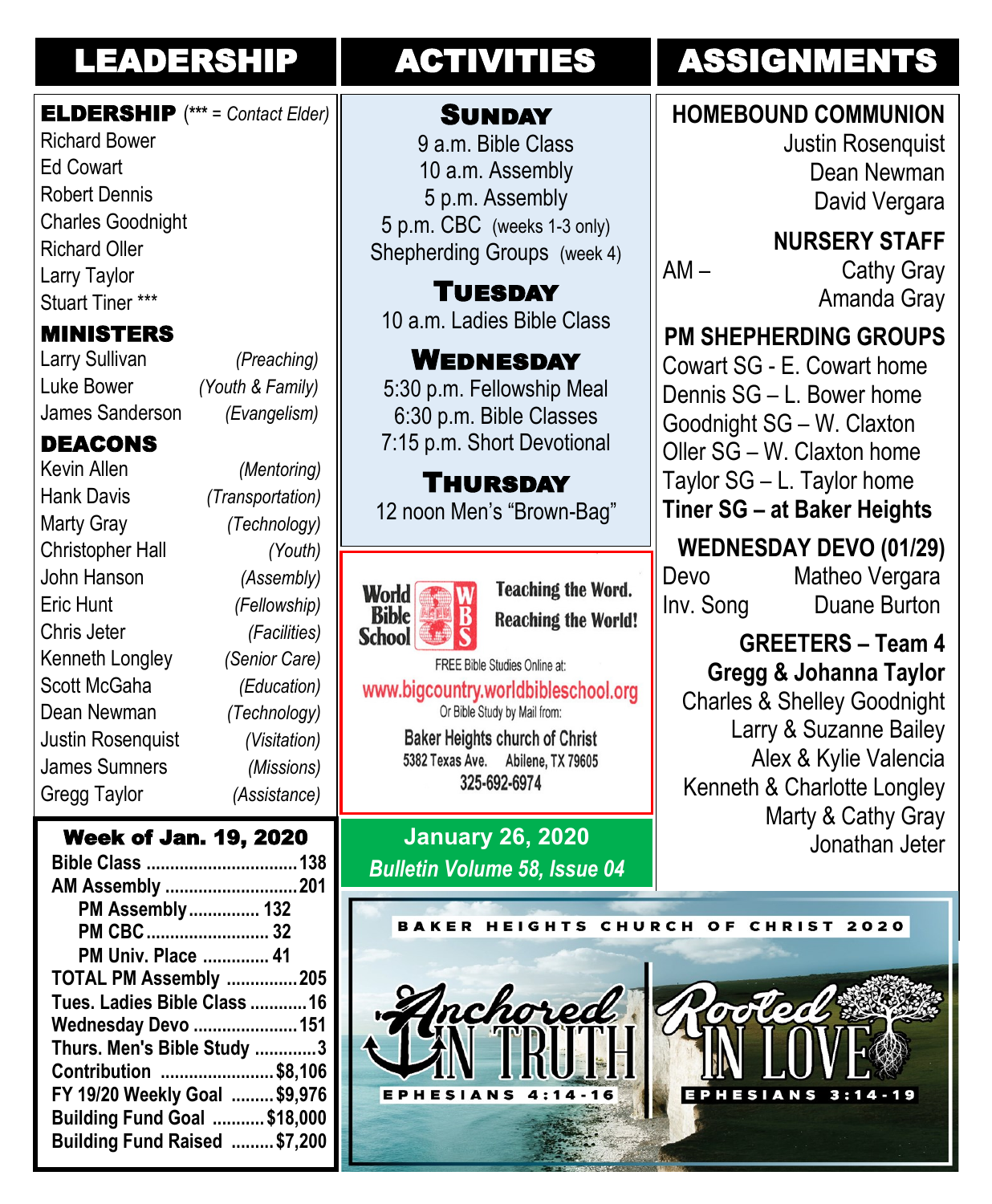# LEADERSHIP

## ELDERSHIP (*** = Contact Elder)

Richard Bower
Ed Cowart
Robert Dennis
Charles Goodnight
Richard Oller
Larry Taylor
Stuart Tiner ***

## MINISTERS

Larry Sullivan *(Preaching)*
Luke Bower *(Youth & Family)*
James Sanderson *(Evangelism)*

## DEACONS

Kevin Allen *(Mentoring)*
Hank Davis *(Transportation)*
Marty Gray *(Technology)*
Christopher Hall *(Youth)*
John Hanson *(Assembly)*
Eric Hunt *(Fellowship)*
Chris Jeter *(Facilities)*
Kenneth Longley *(Senior Care)*
Scott McGaha *(Education)*
Dean Newman *(Technology)*
Justin Rosenquist *(Visitation)*
James Sumners *(Missions)*
Gregg Taylor *(Assistance)*

## Week of Jan. 19, 2020

| | |
|---|---|
| Bible Class | 138 |
| AM Assembly | 201 |
| PM Assembly | 132 |
| PM CBC | 32 |
| PM Univ. Place | 41 |
| TOTAL PM Assembly | 205 |
| Tues. Ladies Bible Class | 16 |
| Wednesday Devo | 151 |
| Thurs. Men's Bible Study | 3 |
| Contribution | $8,106 |
| FY 19/20 Weekly Goal | $9,976 |
| Building Fund Goal | $18,000 |
| Building Fund Raised | $7,200 |

# ACTIVITIES

## Sunday

9 a.m. Bible Class
10 a.m. Assembly
5 p.m. Assembly
5 p.m. CBC (weeks 1-3 only)
Shepherding Groups (week 4)

## Tuesday

10 a.m. Ladies Bible Class

## Wednesday

5:30 p.m. Fellowship Meal
6:30 p.m. Bible Classes
7:15 p.m. Short Devotional

## Thursday

12 noon Men's "Brown-Bag"

World Bible School WBS — Teaching the Word. Reaching the World!

FREE Bible Studies Online at:
www.bigcountry.worldbibleschool.org
Or Bible Study by Mail from:
Baker Heights church of Christ
5382 Texas Ave. Abilene, TX 79605
325-692-6974

**January 26, 2020**
***Bulletin Volume 58, Issue 04***

# ASSIGNMENTS

## HOMEBOUND COMMUNION

Justin Rosenquist
Dean Newman
David Vergara

## NURSERY STAFF

AM – Cathy Gray
Amanda Gray

## PM SHEPHERDING GROUPS

Cowart SG - E. Cowart home
Dennis SG – L. Bower home
Goodnight SG – W. Claxton
Oller SG – W. Claxton home
Taylor SG – L. Taylor home
**Tiner SG – at Baker Heights**

## WEDNESDAY DEVO (01/29)

Devo — Matheo Vergara
Inv. Song — Duane Burton

## GREETERS – Team 4

**Gregg & Johanna Taylor**
Charles & Shelley Goodnight
Larry & Suzanne Bailey
Alex & Kylie Valencia
Kenneth & Charlotte Longley
Marty & Cathy Gray
Jonathan Jeter

BAKER HEIGHTS CHURCH OF CHRIST 2020

Anchored IN TRUTH — EPHESIANS 4:14-16

Rooted IN LOVE — EPHESIANS 3:14-19